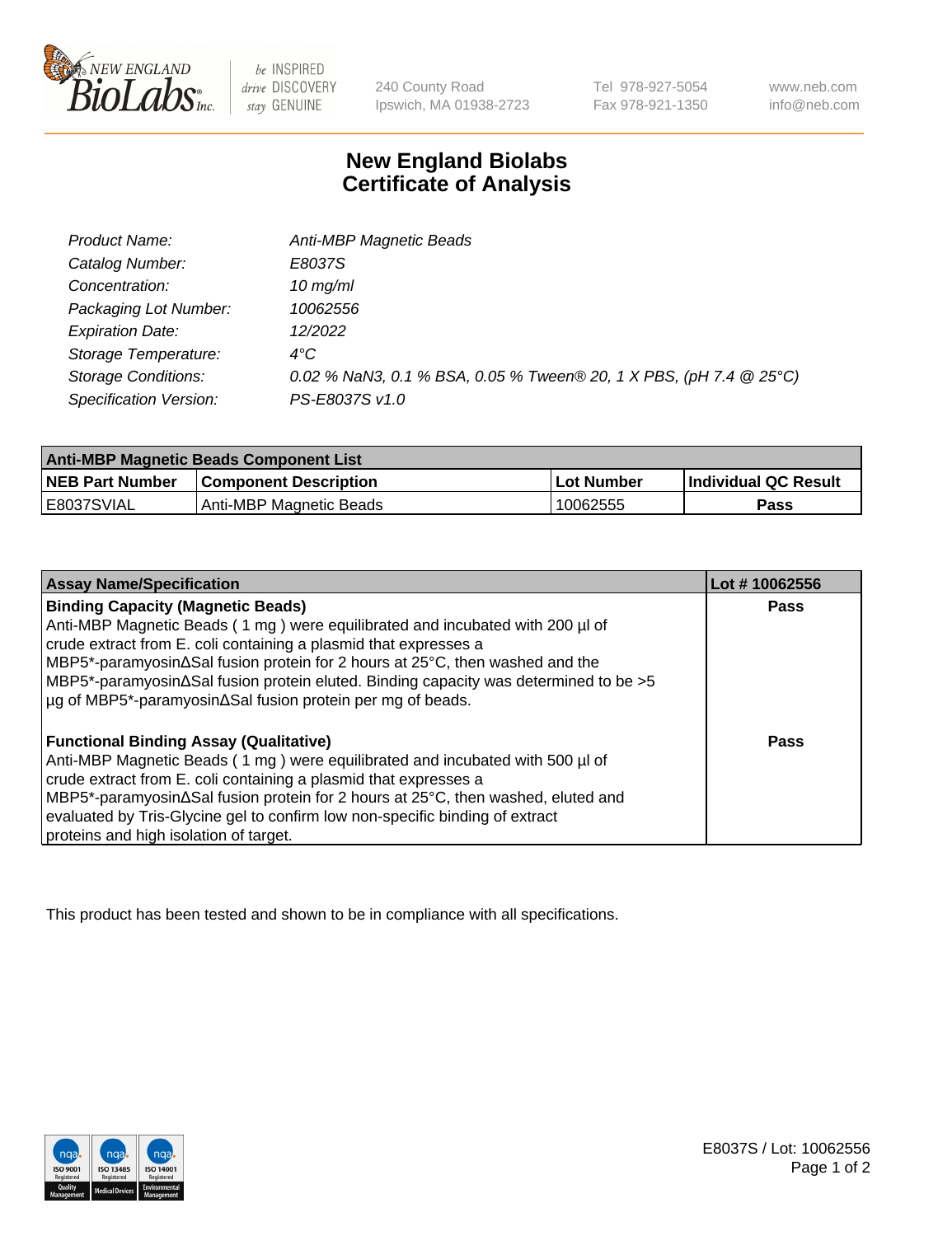240 County Road
Ipswich, MA 01938-2723

Tel 978-927-5054
Fax 978-921-1350

www.neb.com
info@neb.com

# New England Biolabs
# Certificate of Analysis

| | |
|---|---|
| *Product Name:* | *Anti-MBP Magnetic Beads* |
| *Catalog Number:* | *E8037S* |
| *Concentration:* | *10 mg/ml* |
| *Packaging Lot Number:* | *10062556* |
| *Expiration Date:* | *12/2022* |
| *Storage Temperature:* | *4°C* |
| *Storage Conditions:* | *0.02 % NaN3, 0.1 % BSA, 0.05 % Tween® 20, 1 X PBS, (pH 7.4 @ 25°C)* |
| *Specification Version:* | *PS-E8037S v1.0* |

| **Anti-MBP Magnetic Beads Component List** | | | |
|---|---|---|---|
| **NEB Part Number** | **Component Description** | **Lot Number** | **Individual QC Result** |
| E8037SVIAL | Anti-MBP Magnetic Beads | 10062555 | **Pass** |

| **Assay Name/Specification** | **Lot # 10062556** |
|---|---|
| **Binding Capacity (Magnetic Beads)**<br>Anti-MBP Magnetic Beads ( 1 mg ) were equilibrated and incubated with 200 µl of crude extract from E. coli containing a plasmid that expresses a MBP5*-paramyosinΔSal fusion protein for 2 hours at 25°C, then washed and the MBP5*-paramyosinΔSal fusion protein eluted. Binding capacity was determined to be >5 µg of MBP5*-paramyosinΔSal fusion protein per mg of beads. | **Pass** |
| **Functional Binding Assay (Qualitative)**<br>Anti-MBP Magnetic Beads ( 1 mg ) were equilibrated and incubated with 500 µl of crude extract from E. coli containing a plasmid that expresses a MBP5*-paramyosinΔSal fusion protein for 2 hours at 25°C, then washed, eluted and evaluated by Tris-Glycine gel to confirm low non-specific binding of extract proteins and high isolation of target. | **Pass** |

This product has been tested and shown to be in compliance with all specifications.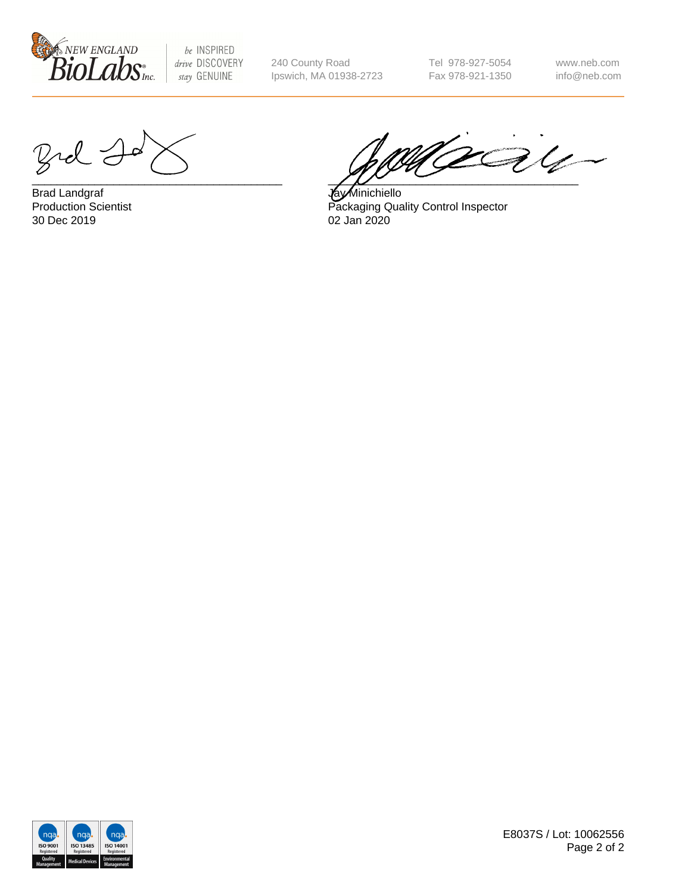240 County Road
Ipswich, MA 01938-2723

Tel 978-927-5054
Fax 978-921-1350

www.neb.com
info@neb.com

______________________________________

Brad Landgraf
Production Scientist
30 Dec 2019

______________________________________

Jay Minichiello
Packaging Quality Control Inspector
02 Jan 2020

E8037S / Lot: 10062556